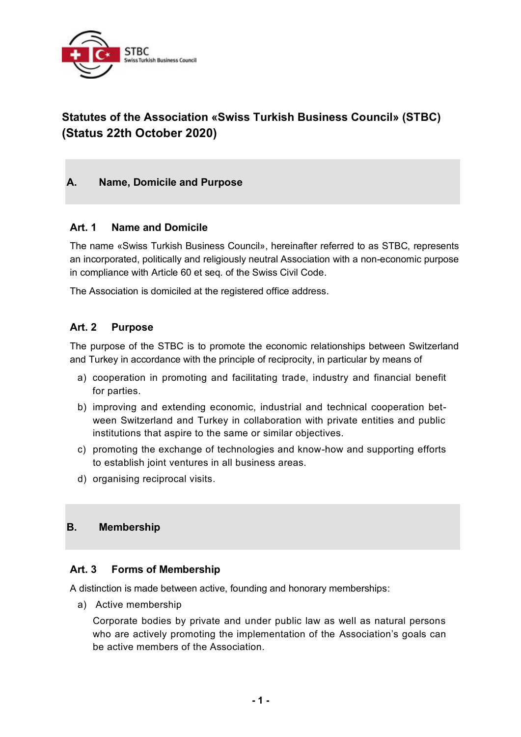# Statutes of the Association «Swiss Turkish Business Council» (STBC) (Status 22th October 2020)

## A. Name, Domicile and Purpose

### Art. 1 Name and Domicile

The name «Swiss Turkish Business Council», hereinafter referred to as STBC, represents an incorporated, politically and religiously neutral Association with a non-economic purpose in compliance with Article 60 et seq. of the Swiss Civil Code.

The Association is domiciled at the registered office address.

### Art. 2 Purpose

The purpose of the STBC is to promote the economic relationships between Switzerland and Turkey in accordance with the principle of reciprocity, in particular by means of

a) cooperation in promoting and facilitating trade, industry and financial benefit for parties.

b) improving and extending economic, industrial and technical cooperation between Switzerland and Turkey in collaboration with private entities and public institutions that aspire to the same or similar objectives.

c) promoting the exchange of technologies and know-how and supporting efforts to establish joint ventures in all business areas.

d) organising reciprocal visits.

## B. Membership

### Art. 3 Forms of Membership

A distinction is made between active, founding and honorary memberships:

a) Active membership

Corporate bodies by private and under public law as well as natural persons who are actively promoting the implementation of the Association's goals can be active members of the Association.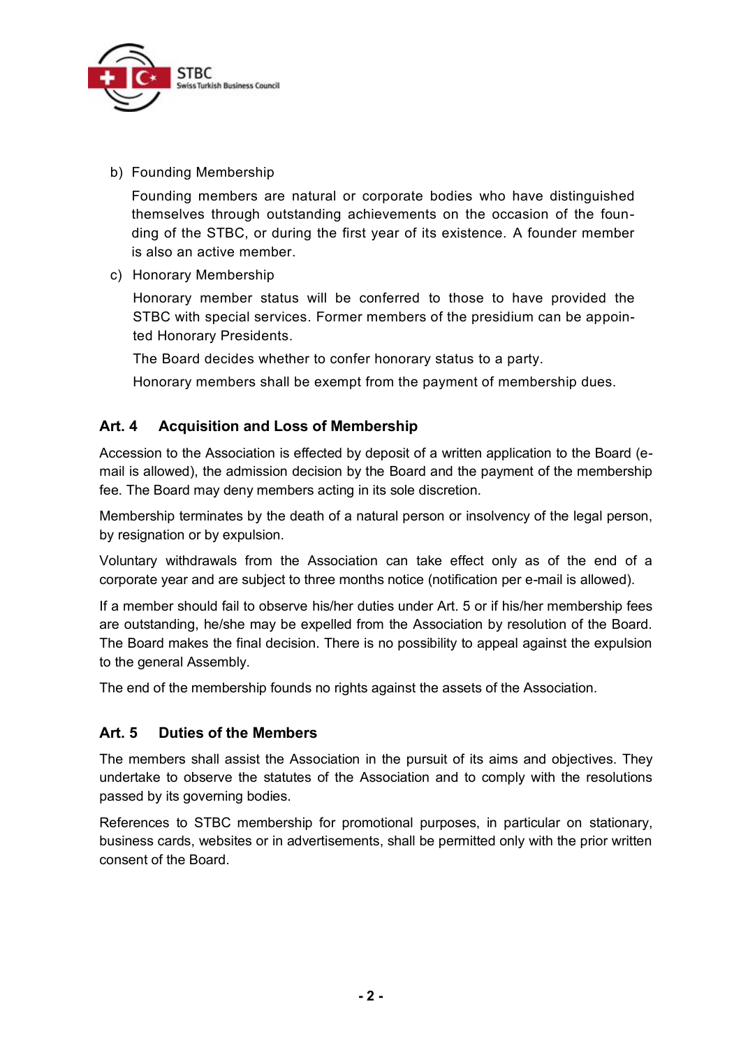b) Founding Membership

   Founding members are natural or corporate bodies who have distinguished themselves through outstanding achievements on the occasion of the founding of the STBC, or during the first year of its existence. A founder member is also an active member.

c) Honorary Membership

   Honorary member status will be conferred to those to have provided the STBC with special services. Former members of the presidium can be appointed Honorary Presidents.

   The Board decides whether to confer honorary status to a party.

   Honorary members shall be exempt from the payment of membership dues.

## Art. 4 Acquisition and Loss of Membership

Accession to the Association is effected by deposit of a written application to the Board (e-mail is allowed), the admission decision by the Board and the payment of the membership fee. The Board may deny members acting in its sole discretion.

Membership terminates by the death of a natural person or insolvency of the legal person, by resignation or by expulsion.

Voluntary withdrawals from the Association can take effect only as of the end of a corporate year and are subject to three months notice (notification per e-mail is allowed).

If a member should fail to observe his/her duties under Art. 5 or if his/her membership fees are outstanding, he/she may be expelled from the Association by resolution of the Board. The Board makes the final decision. There is no possibility to appeal against the expulsion to the general Assembly.

The end of the membership founds no rights against the assets of the Association.

## Art. 5 Duties of the Members

The members shall assist the Association in the pursuit of its aims and objectives. They undertake to observe the statutes of the Association and to comply with the resolutions passed by its governing bodies.

References to STBC membership for promotional purposes, in particular on stationary, business cards, websites or in advertisements, shall be permitted only with the prior written consent of the Board.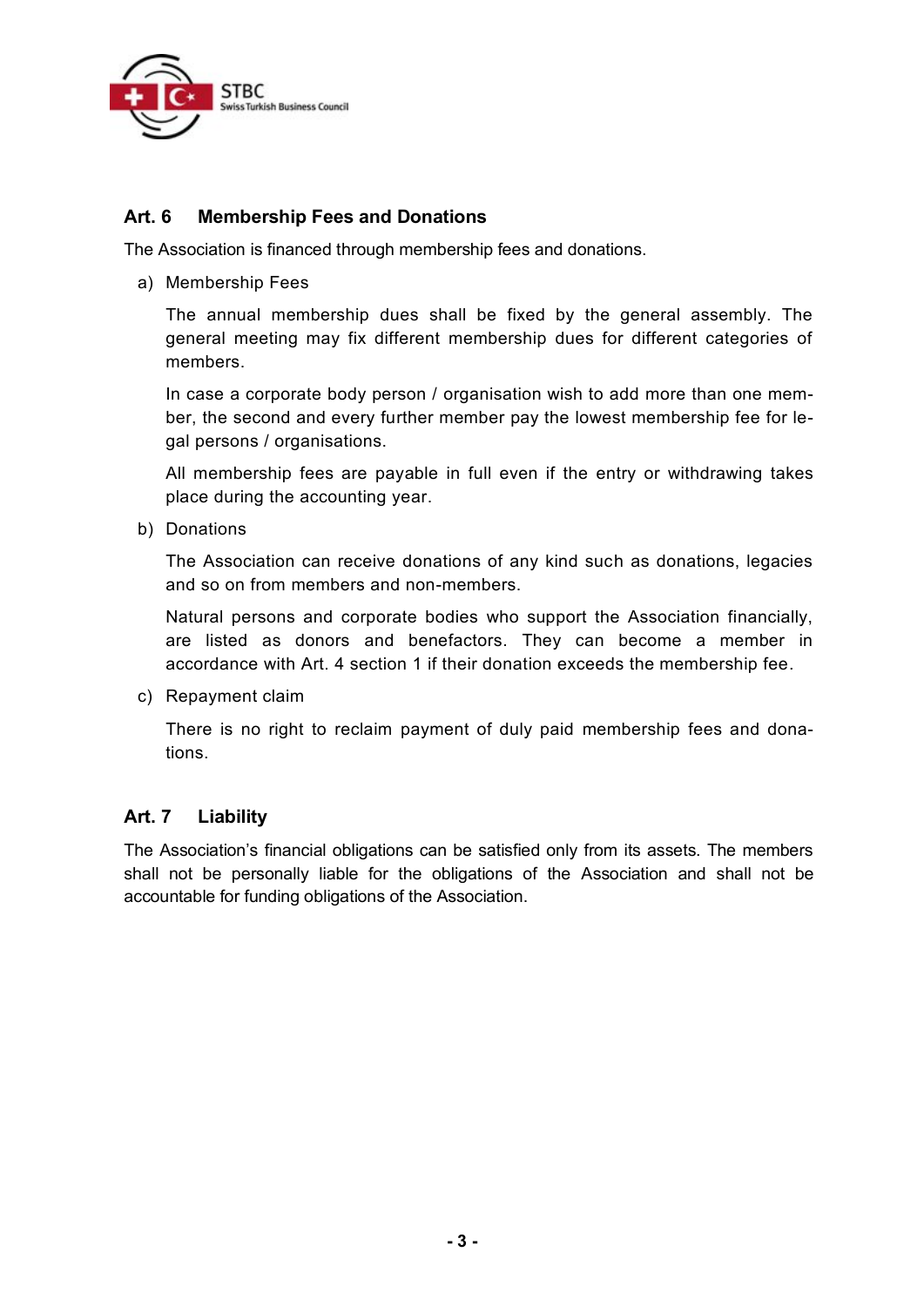## Art. 6 Membership Fees and Donations

The Association is financed through membership fees and donations.

a) Membership Fees

   The annual membership dues shall be fixed by the general assembly. The general meeting may fix different membership dues for different categories of members.

   In case a corporate body person / organisation wish to add more than one member, the second and every further member pay the lowest membership fee for legal persons / organisations.

   All membership fees are payable in full even if the entry or withdrawing takes place during the accounting year.

b) Donations

   The Association can receive donations of any kind such as donations, legacies and so on from members and non-members.

   Natural persons and corporate bodies who support the Association financially, are listed as donors and benefactors. They can become a member in accordance with Art. 4 section 1 if their donation exceeds the membership fee.

c) Repayment claim

   There is no right to reclaim payment of duly paid membership fees and donations.

## Art. 7 Liability

The Association's financial obligations can be satisfied only from its assets. The members shall not be personally liable for the obligations of the Association and shall not be accountable for funding obligations of the Association.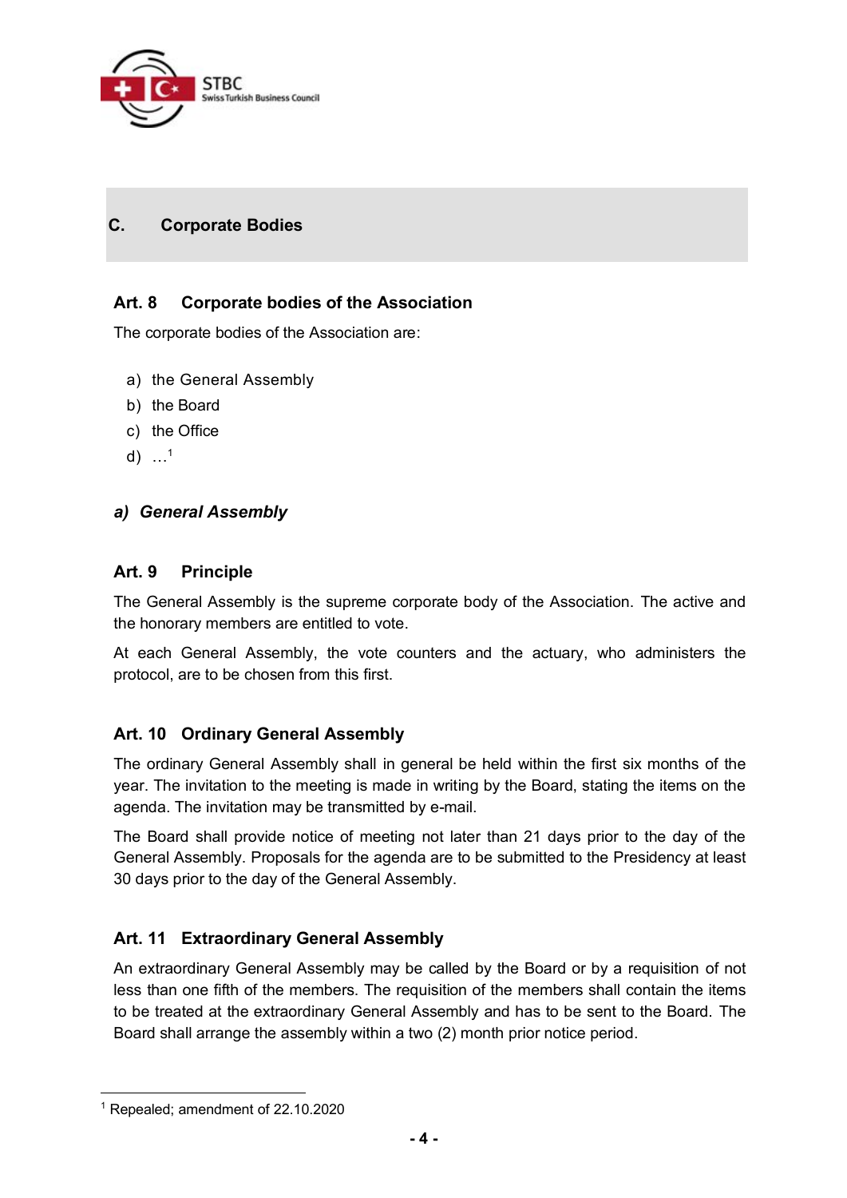## C. Corporate Bodies

### Art. 8 Corporate bodies of the Association

The corporate bodies of the Association are:

a) the General Assembly
b) the Board
c) the Office
d) …[1]

### *a) General Assembly*

### Art. 9 Principle

The General Assembly is the supreme corporate body of the Association. The active and the honorary members are entitled to vote.

At each General Assembly, the vote counters and the actuary, who administers the protocol, are to be chosen from this first.

### Art. 10 Ordinary General Assembly

The ordinary General Assembly shall in general be held within the first six months of the year. The invitation to the meeting is made in writing by the Board, stating the items on the agenda. The invitation may be transmitted by e-mail.

The Board shall provide notice of meeting not later than 21 days prior to the day of the General Assembly. Proposals for the agenda are to be submitted to the Presidency at least 30 days prior to the day of the General Assembly.

### Art. 11 Extraordinary General Assembly

An extraordinary General Assembly may be called by the Board or by a requisition of not less than one fifth of the members. The requisition of the members shall contain the items to be treated at the extraordinary General Assembly and has to be sent to the Board. The Board shall arrange the assembly within a two (2) month prior notice period.

---

[1] Repealed; amendment of 22.10.2020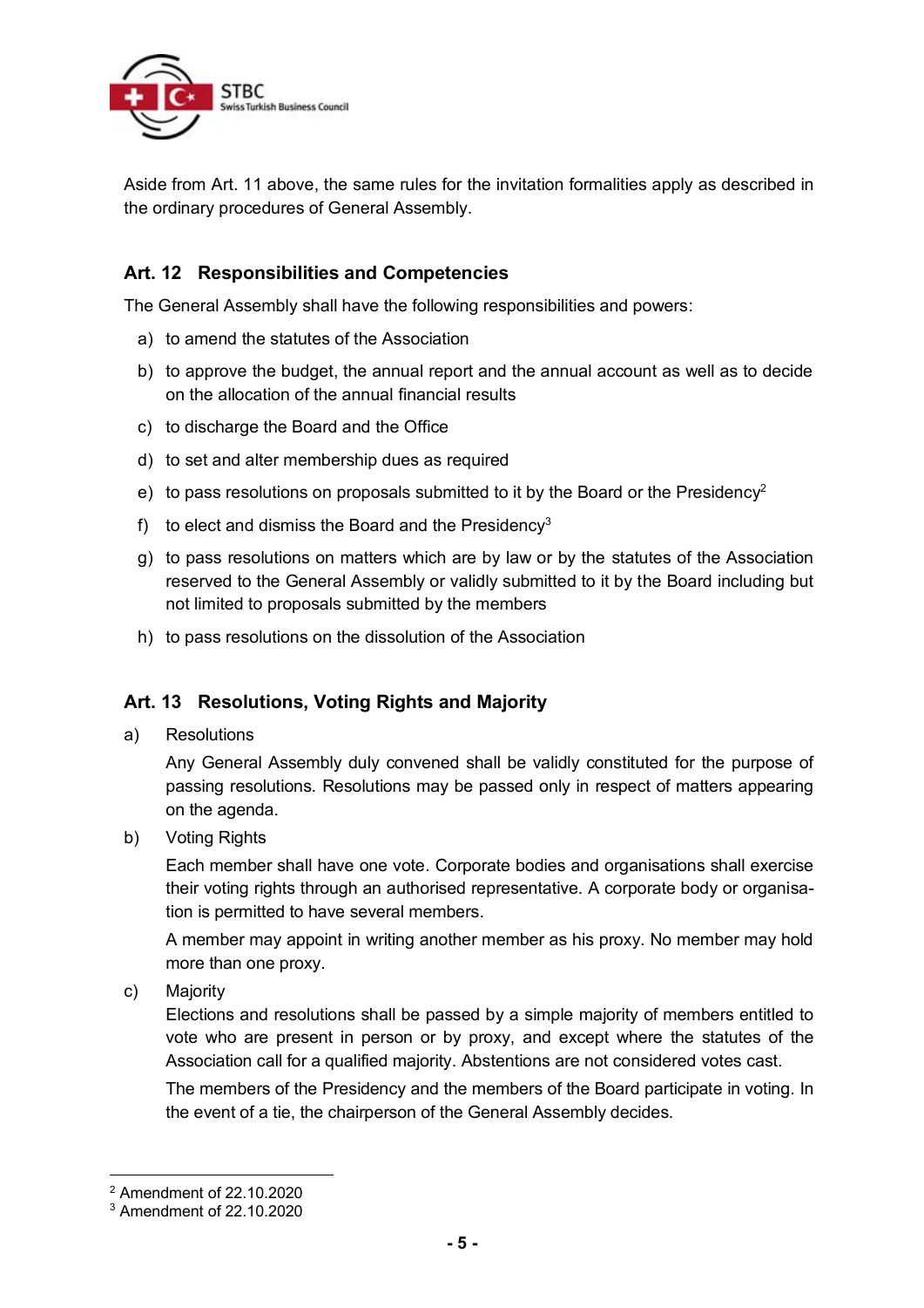Aside from Art. 11 above, the same rules for the invitation formalities apply as described in the ordinary procedures of General Assembly.

### Art. 12 Responsibilities and Competencies

The General Assembly shall have the following responsibilities and powers:

a) to amend the statutes of the Association

b) to approve the budget, the annual report and the annual account as well as to decide on the allocation of the annual financial results

c) to discharge the Board and the Office

d) to set and alter membership dues as required

e) to pass resolutions on proposals submitted to it by the Board or the Presidency[2]

f) to elect and dismiss the Board and the Presidency[3]

g) to pass resolutions on matters which are by law or by the statutes of the Association reserved to the General Assembly or validly submitted to it by the Board including but not limited to proposals submitted by the members

h) to pass resolutions on the dissolution of the Association

### Art. 13 Resolutions, Voting Rights and Majority

a) Resolutions

Any General Assembly duly convened shall be validly constituted for the purpose of passing resolutions. Resolutions may be passed only in respect of matters appearing on the agenda.

b) Voting Rights

Each member shall have one vote. Corporate bodies and organisations shall exercise their voting rights through an authorised representative. A corporate body or organisation is permitted to have several members.

A member may appoint in writing another member as his proxy. No member may hold more than one proxy.

c) Majority

Elections and resolutions shall be passed by a simple majority of members entitled to vote who are present in person or by proxy, and except where the statutes of the Association call for a qualified majority. Abstentions are not considered votes cast.

The members of the Presidency and the members of the Board participate in voting. In the event of a tie, the chairperson of the General Assembly decides.

---

[2] Amendment of 22.10.2020

[3] Amendment of 22.10.2020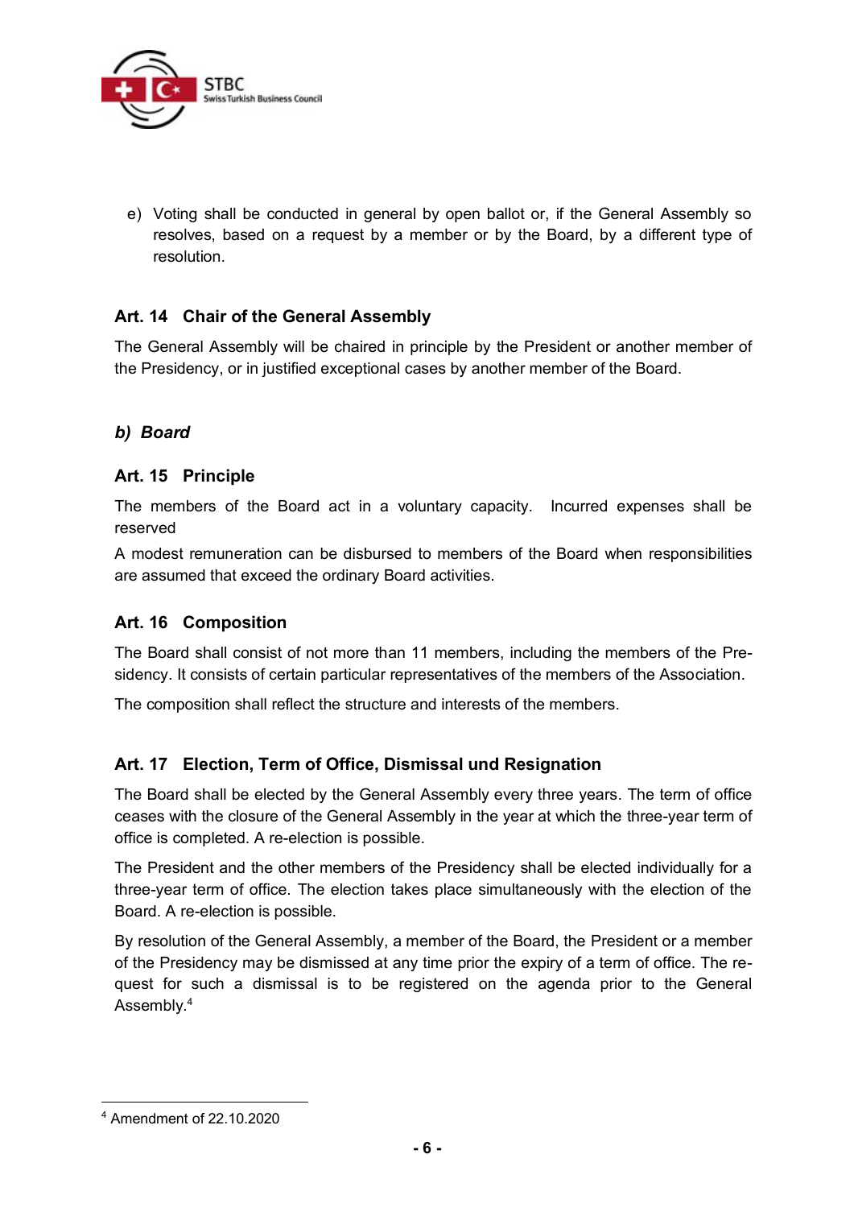e) Voting shall be conducted in general by open ballot or, if the General Assembly so resolves, based on a request by a member or by the Board, by a different type of resolution.

### Art. 14 Chair of the General Assembly

The General Assembly will be chaired in principle by the President or another member of the Presidency, or in justified exceptional cases by another member of the Board.

## *b) Board*

### Art. 15 Principle

The members of the Board act in a voluntary capacity. Incurred expenses shall be reserved

A modest remuneration can be disbursed to members of the Board when responsibilities are assumed that exceed the ordinary Board activities.

### Art. 16 Composition

The Board shall consist of not more than 11 members, including the members of the Presidency. It consists of certain particular representatives of the members of the Association.

The composition shall reflect the structure and interests of the members.

### Art. 17 Election, Term of Office, Dismissal und Resignation

The Board shall be elected by the General Assembly every three years. The term of office ceases with the closure of the General Assembly in the year at which the three-year term of office is completed. A re-election is possible.

The President and the other members of the Presidency shall be elected individually for a three-year term of office. The election takes place simultaneously with the election of the Board. A re-election is possible.

By resolution of the General Assembly, a member of the Board, the President or a member of the Presidency may be dismissed at any time prior the expiry of a term of office. The request for such a dismissal is to be registered on the agenda prior to the General Assembly.[4]

---

[4] Amendment of 22.10.2020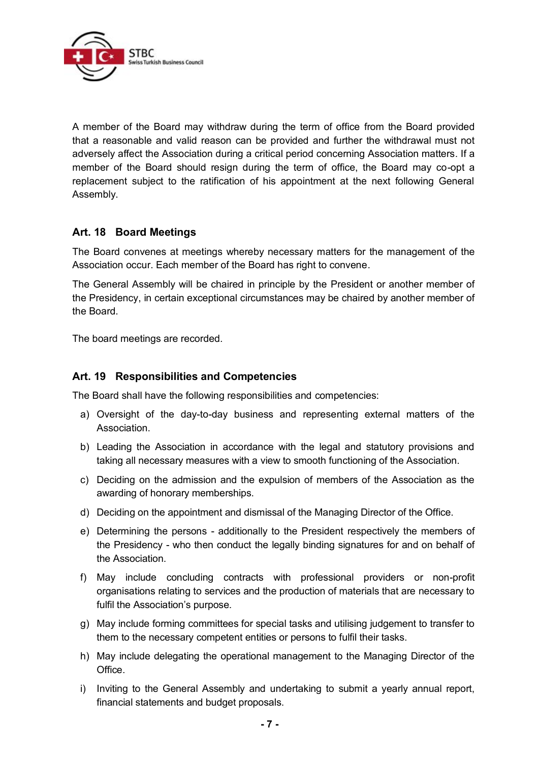A member of the Board may withdraw during the term of office from the Board provided that a reasonable and valid reason can be provided and further the withdrawal must not adversely affect the Association during a critical period concerning Association matters. If a member of the Board should resign during the term of office, the Board may co-opt a replacement subject to the ratification of his appointment at the next following General Assembly.

## Art. 18 Board Meetings

The Board convenes at meetings whereby necessary matters for the management of the Association occur. Each member of the Board has right to convene.

The General Assembly will be chaired in principle by the President or another member of the Presidency, in certain exceptional circumstances may be chaired by another member of the Board.

The board meetings are recorded.

## Art. 19 Responsibilities and Competencies

The Board shall have the following responsibilities and competencies:

a) Oversight of the day-to-day business and representing external matters of the Association.

b) Leading the Association in accordance with the legal and statutory provisions and taking all necessary measures with a view to smooth functioning of the Association.

c) Deciding on the admission and the expulsion of members of the Association as the awarding of honorary memberships.

d) Deciding on the appointment and dismissal of the Managing Director of the Office.

e) Determining the persons - additionally to the President respectively the members of the Presidency - who then conduct the legally binding signatures for and on behalf of the Association.

f) May include concluding contracts with professional providers or non-profit organisations relating to services and the production of materials that are necessary to fulfil the Association's purpose.

g) May include forming committees for special tasks and utilising judgement to transfer to them to the necessary competent entities or persons to fulfil their tasks.

h) May include delegating the operational management to the Managing Director of the Office.

i) Inviting to the General Assembly and undertaking to submit a yearly annual report, financial statements and budget proposals.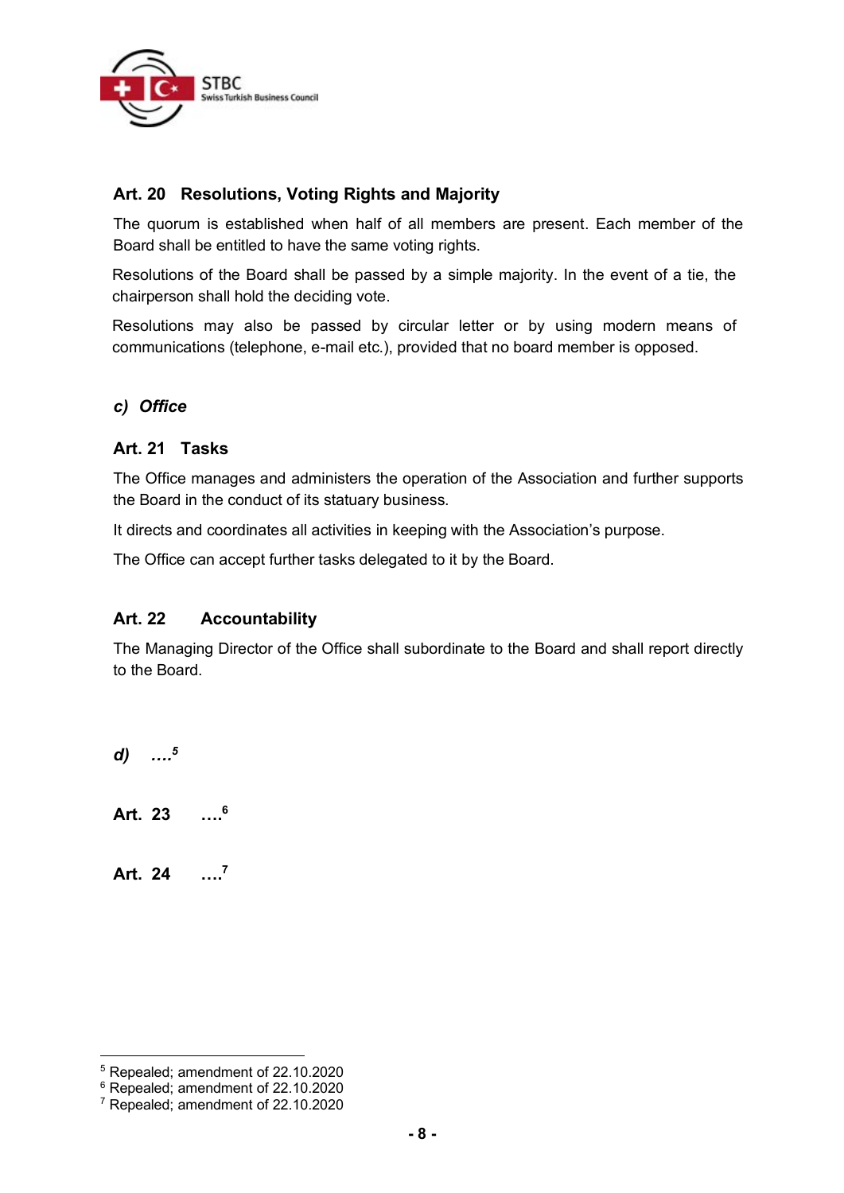### Art. 20 Resolutions, Voting Rights and Majority

The quorum is established when half of all members are present. Each member of the Board shall be entitled to have the same voting rights.

Resolutions of the Board shall be passed by a simple majority. In the event of a tie, the chairperson shall hold the deciding vote.

Resolutions may also be passed by circular letter or by using modern means of communications (telephone, e-mail etc.), provided that no board member is opposed.

### *c) Office*

### Art. 21 Tasks

The Office manages and administers the operation of the Association and further supports the Board in the conduct of its statuary business.

It directs and coordinates all activities in keeping with the Association's purpose.

The Office can accept further tasks delegated to it by the Board.

### Art. 22 Accountability

The Managing Director of the Office shall subordinate to the Board and shall report directly to the Board.

### *d) ….*[5]

### Art. 23 ….[6]

### Art. 24 ….[7]

---

[5] Repealed; amendment of 22.10.2020

[6] Repealed; amendment of 22.10.2020

[7] Repealed; amendment of 22.10.2020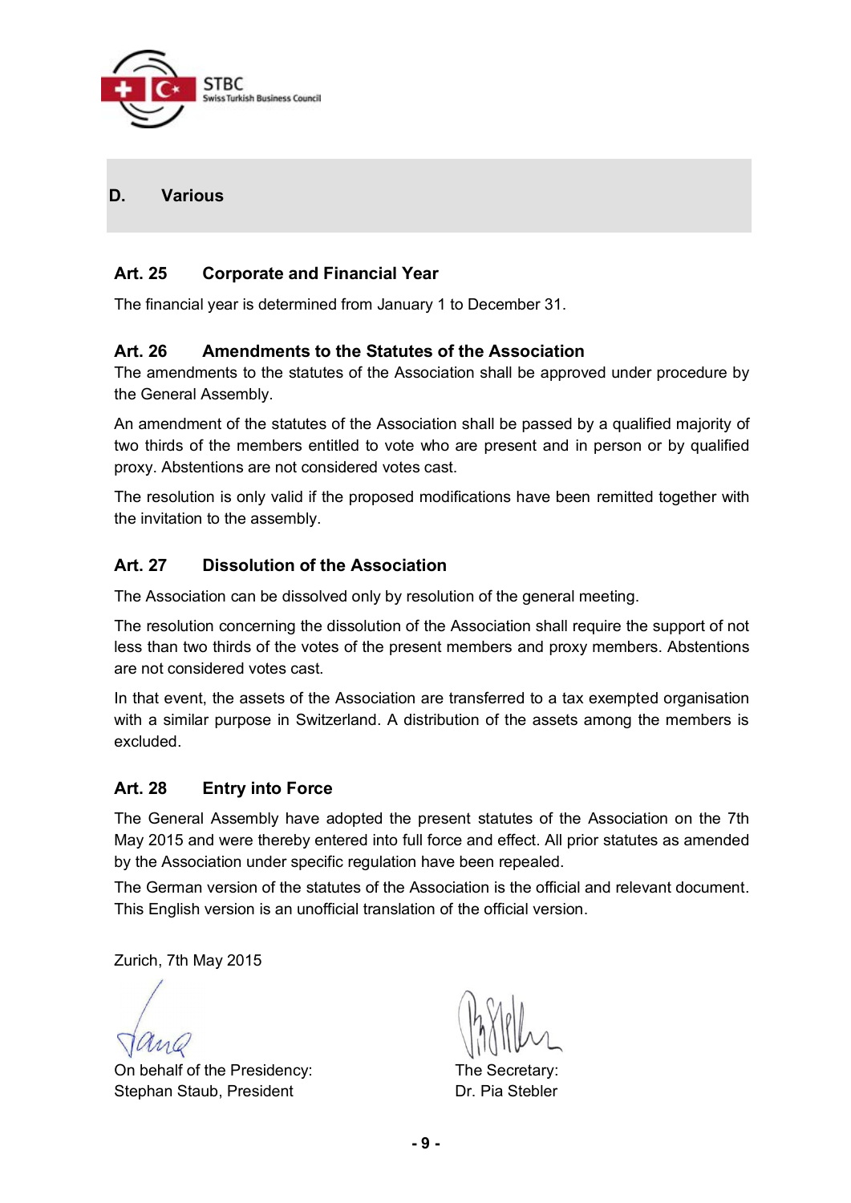## D. Various

### Art. 25 Corporate and Financial Year

The financial year is determined from January 1 to December 31.

### Art. 26 Amendments to the Statutes of the Association

The amendments to the statutes of the Association shall be approved under procedure by the General Assembly.

An amendment of the statutes of the Association shall be passed by a qualified majority of two thirds of the members entitled to vote who are present and in person or by qualified proxy. Abstentions are not considered votes cast.

The resolution is only valid if the proposed modifications have been remitted together with the invitation to the assembly.

### Art. 27 Dissolution of the Association

The Association can be dissolved only by resolution of the general meeting.

The resolution concerning the dissolution of the Association shall require the support of not less than two thirds of the votes of the present members and proxy members. Abstentions are not considered votes cast.

In that event, the assets of the Association are transferred to a tax exempted organisation with a similar purpose in Switzerland. A distribution of the assets among the members is excluded.

### Art. 28 Entry into Force

The General Assembly have adopted the present statutes of the Association on the 7th May 2015 and were thereby entered into full force and effect. All prior statutes as amended by the Association under specific regulation have been repealed.

The German version of the statutes of the Association is the official and relevant document. This English version is an unofficial translation of the official version.

Zurich, 7th May 2015

On behalf of the Presidency:
Stephan Staub, President

The Secretary:
Dr. Pia Stebler